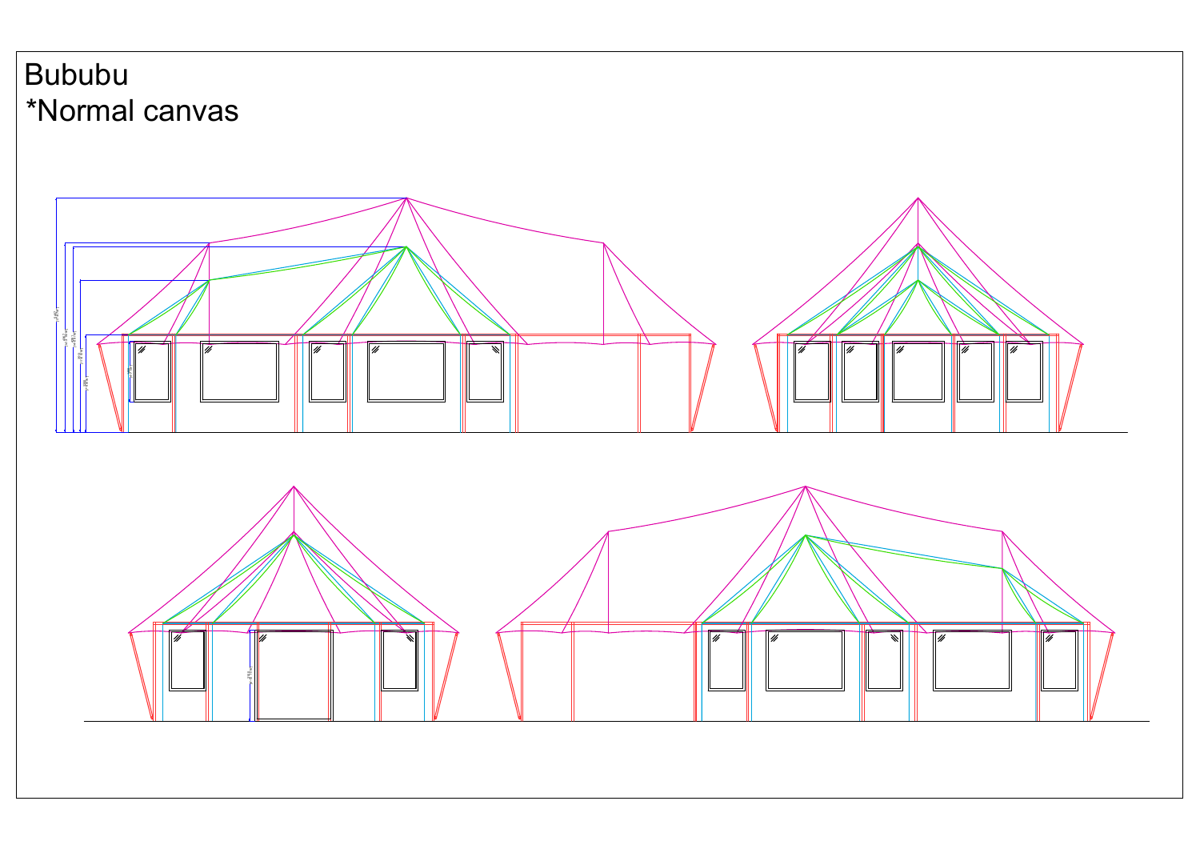Bububu

*Normal canvas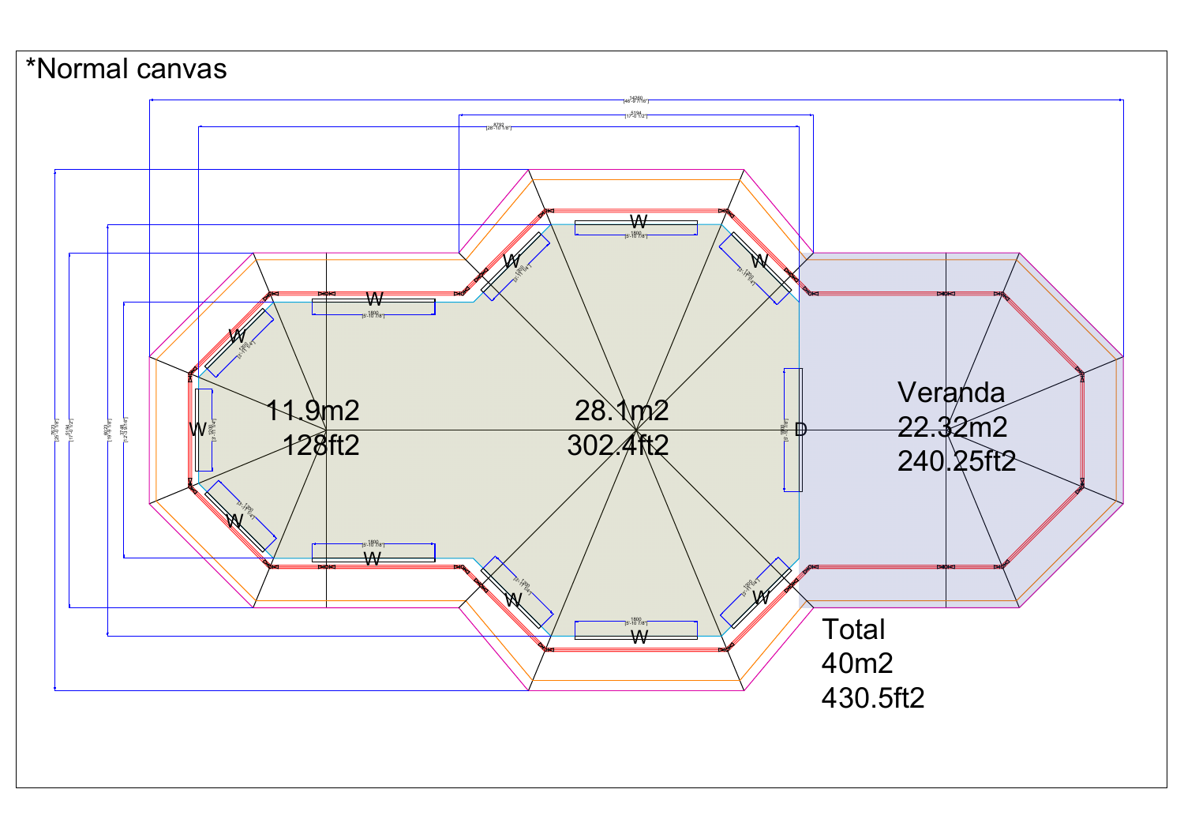*Normal canvas

11.9m2
128ft2

28.1m2
302.4ft2

Veranda
22.32m2
240.25ft2

Total
40m2
430.5ft2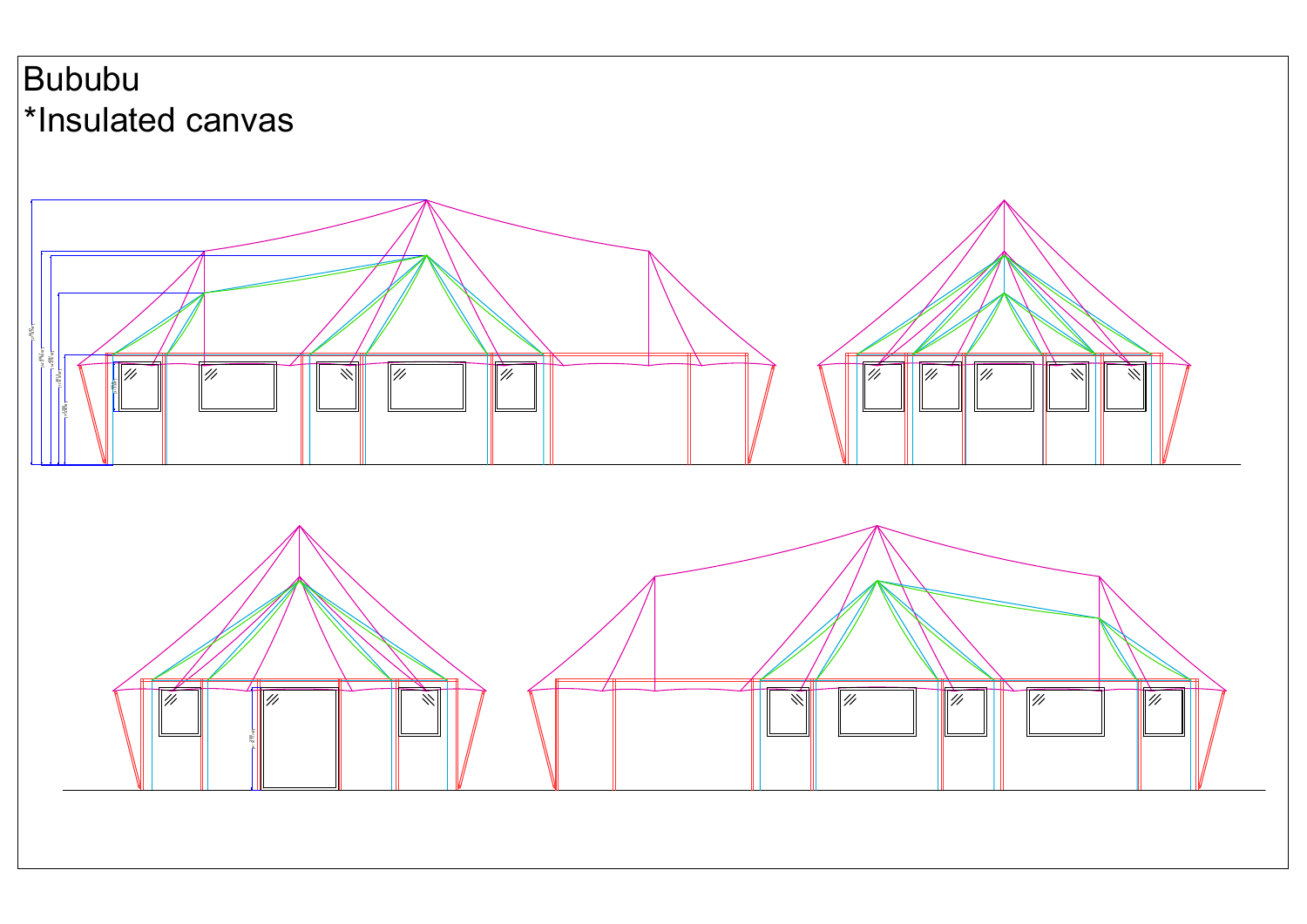Bububu

*Insulated canvas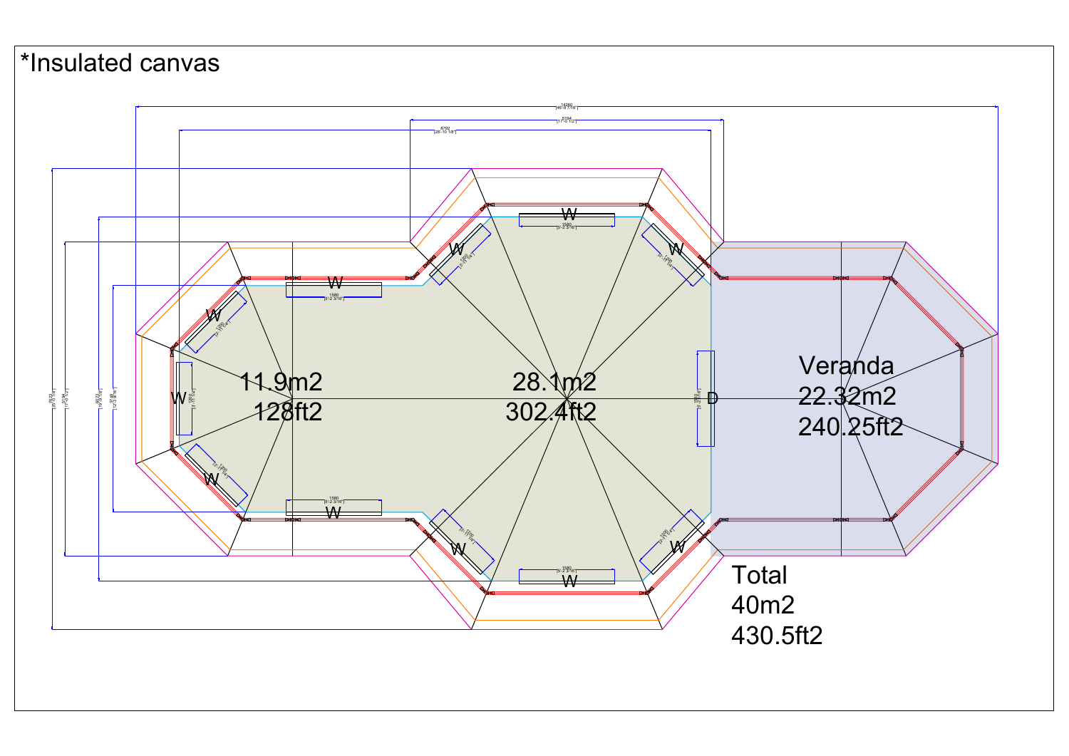*Insulated canvas

11.9m2
128ft2

28.1m2
302.4ft2

Veranda
22.32m2
240.25ft2

Total
40m2
430.5ft2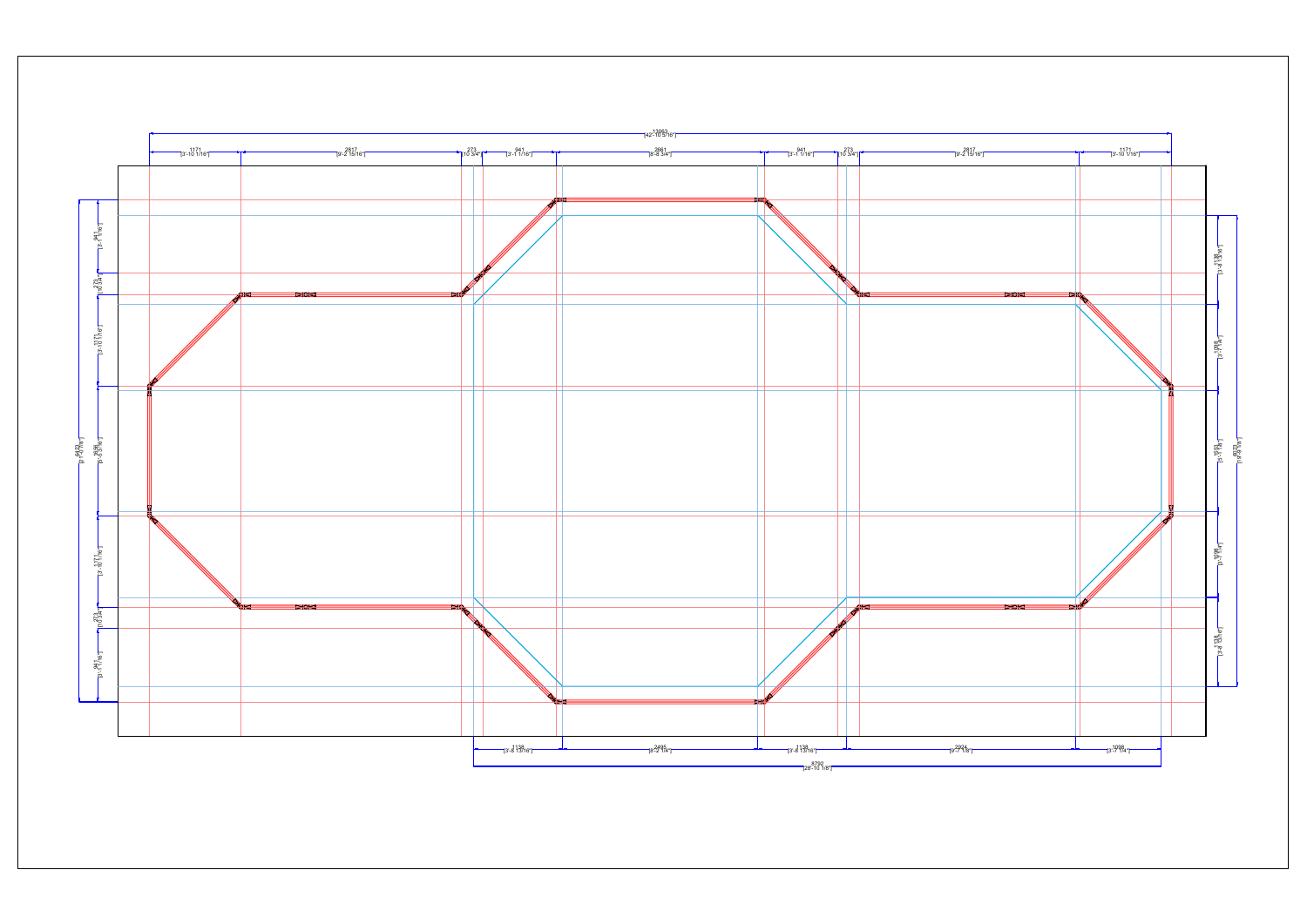13063
[42'-10 5/16"]

| 1171 [3'-10 1/16"] | 2817 [9'-2 15/16"] | 273 [10 3/4"] | 941 [3'-1 1/16"] | 2661 [8'-8 3/4"] | 941 [3'-1 1/16"] | 273 [10 3/4"] | 2817 [9'-2 15/16"] | 1171 [3'-10 1/16"] |
|---|---|---|---|---|---|---|---|---|

6453
[21'-2 1/16"]

| 941 [3'-1 1/16"] | 273 [10 3/4"] | 1171 [3'-10 1/16"] | 1636 [5'-4 3/16"] | 1171 [3'-10 1/16"] | 273 [10 3/4"] | 941 [3'-1 1/16"] |
|---|---|---|---|---|---|---|

6073
[19'-11 1/8"]

| 1138 [3'-8 13/16"] | 1098 [3'-7 1/4"] | 1623 [5'-3 7/8"] | 1098 [3'-7 1/4"] | 1138 [3'-8 13/16"] |
|---|---|---|---|---|

| 1138 [3'-8 13/16"] | 2495 [8'-2 1/4"] | 1138 [3'-8 13/16"] | 2924 [9'-7 1/8"] | 1098 [3'-7 1/4"] |
|---|---|---|---|---|

8792
[28'-10 1/8"]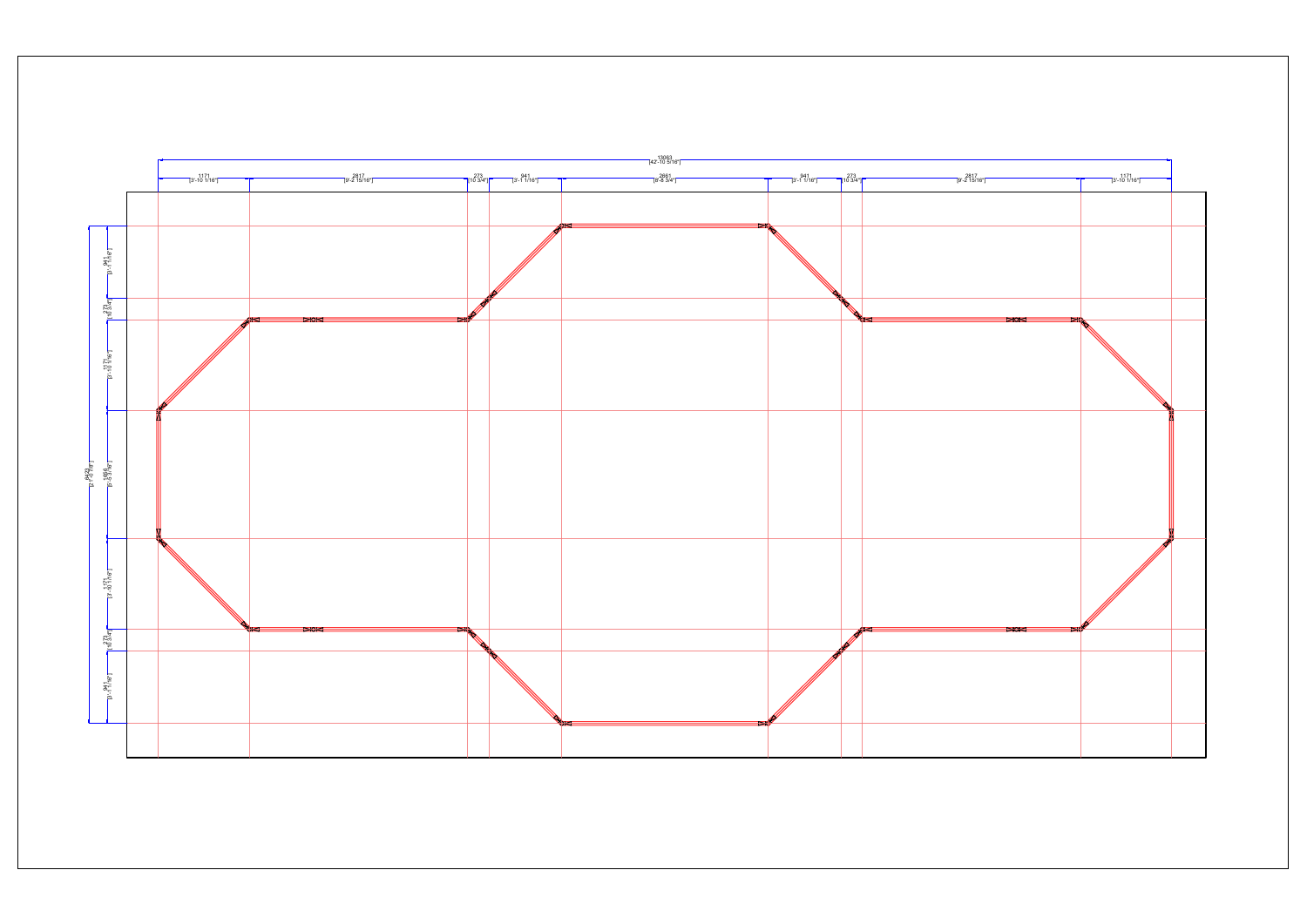13063
[42'-10 5/16"]

1171
[3'-10 1/16"]

2817
[9'-2 15/16"]

273
[10 3/4"]

941
[3'-1 1/16"]

2661
[8'-8 3/4"]

941
[3'-1 1/16"]

273
[10 3/4"]

2817
[9'-2 15/16"]

1171
[3'-10 1/16"]

941
[3'-1 1/16"]

273
[10 3/4"]

1171
[3'-10 1/16"]

1668
[5'-5 3/4"]

1171
[3'-10 1/16"]

273
[10 3/4"]

941
[3'-1 1/16"]

6429
[21'-1 1/8"]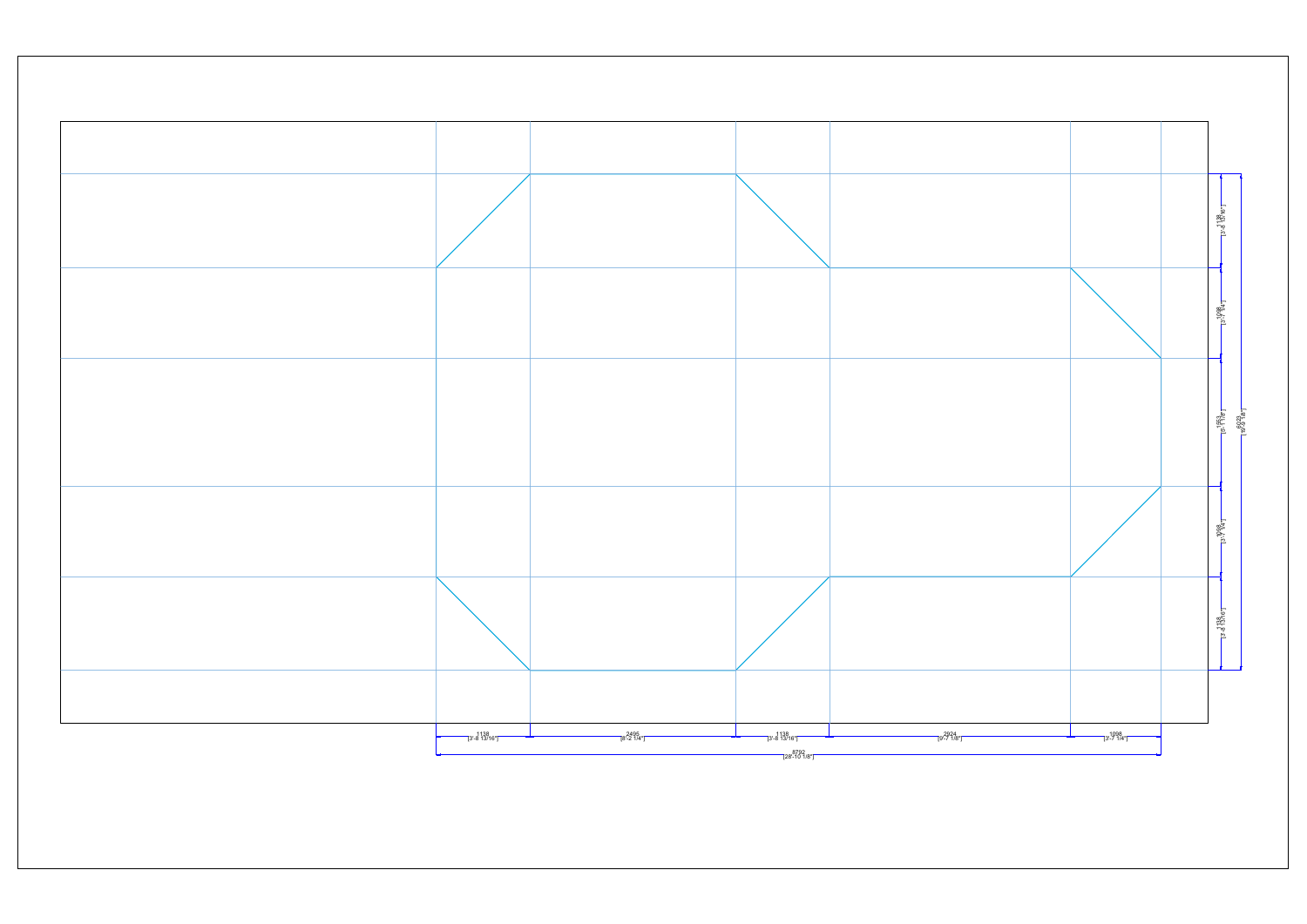1138
[3'-8 13/16"]

1098
[3'-7 1/4"]

1553
[5'-1 1/8"]

1098
[3'-7 1/4"]

1138
[3'-8 13/16"]

6023
[19'-9 1/8"]

1138
[3'-8 13/16"]

2495
[8'-2 1/4"]

1138
[3'-8 13/16"]

2924
[9'-7 1/8"]

1098
[3'-7 1/4"]

8792
[28'-10 1/8"]